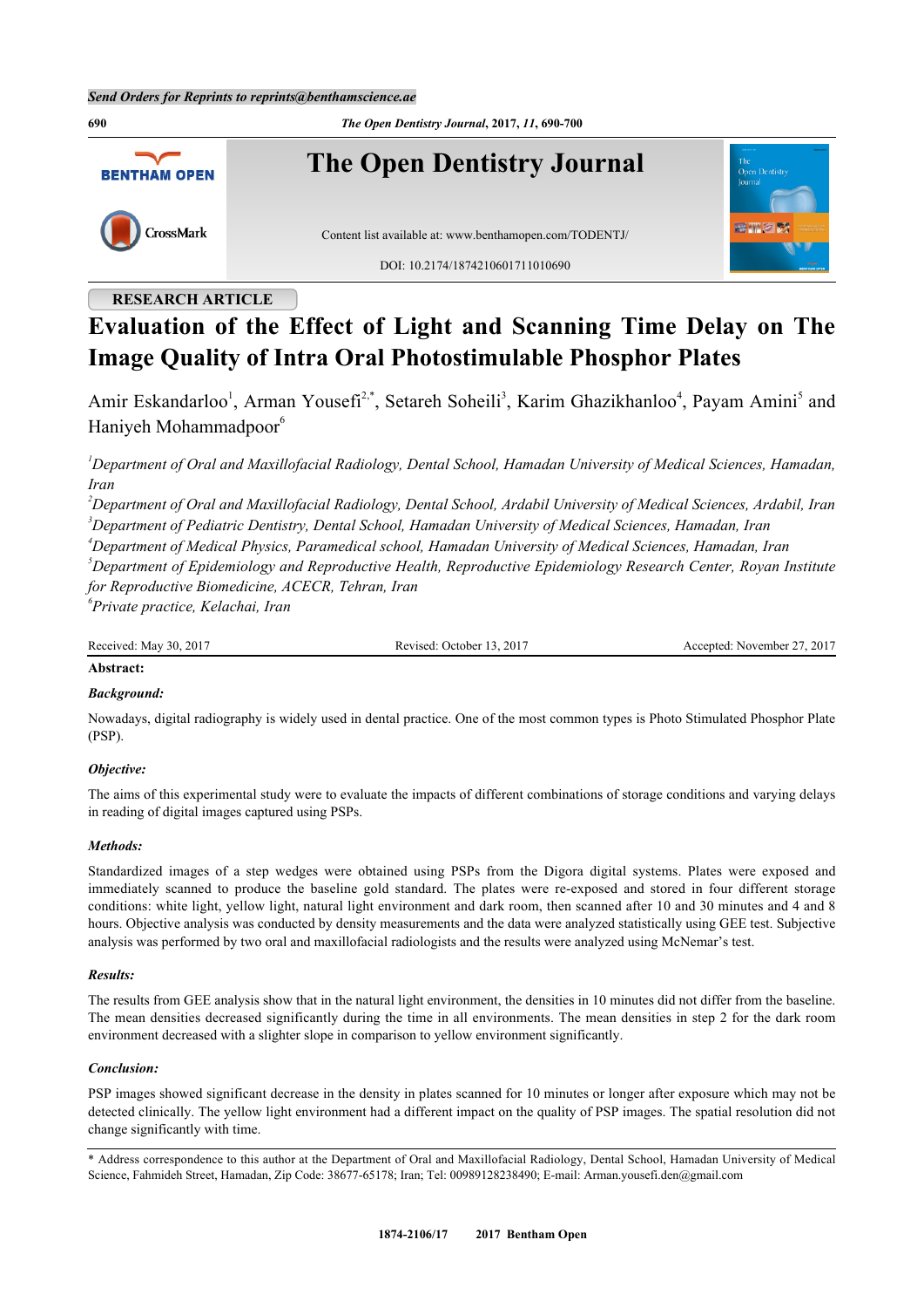RESEARCH ARTICLE

# Evaluation of the Effect of Light and Scanning Time Delay on The Image Quality of Intra Oral Photostimulable Phosphor Plates

Amir Eskandarloo[1], Arman Yousefi[2,*], Setareh Soheili[3], Karim Ghazikhanloo[4], Payam Amini[5] and Haniyeh Mohammadpoor[6]

*[1]Department of Oral and Maxillofacial Radiology, Dental School, Hamadan University of Medical Sciences, Hamadan, Iran*
*[2]Department of Oral and Maxillofacial Radiology, Dental School, Ardabil University of Medical Sciences, Ardabil, Iran*
*[3]Department of Pediatric Dentistry, Dental School, Hamadan University of Medical Sciences, Hamadan, Iran*
*[4]Department of Medical Physics, Paramedical school, Hamadan University of Medical Sciences, Hamadan, Iran*
*[5]Department of Epidemiology and Reproductive Health, Reproductive Epidemiology Research Center, Royan Institute for Reproductive Biomedicine, ACECR, Tehran, Iran*
*[6]Private practice, Kelachai, Iran*

Received: May 30, 2017 Revised: October 13, 2017 Accepted: November 27, 2017

**Abstract:**

***Background:***

Nowadays, digital radiography is widely used in dental practice. One of the most common types is Photo Stimulated Phosphor Plate (PSP).

***Objective:***

The aims of this experimental study were to evaluate the impacts of different combinations of storage conditions and varying delays in reading of digital images captured using PSPs.

***Methods:***

Standardized images of a step wedges were obtained using PSPs from the Digora digital systems. Plates were exposed and immediately scanned to produce the baseline gold standard. The plates were re-exposed and stored in four different storage conditions: white light, yellow light, natural light environment and dark room, then scanned after 10 and 30 minutes and 4 and 8 hours. Objective analysis was conducted by density measurements and the data were analyzed statistically using GEE test. Subjective analysis was performed by two oral and maxillofacial radiologists and the results were analyzed using McNemar's test.

***Results:***

The results from GEE analysis show that in the natural light environment, the densities in 10 minutes did not differ from the baseline. The mean densities decreased significantly during the time in all environments. The mean densities in step 2 for the dark room environment decreased with a slighter slope in comparison to yellow environment significantly.

***Conclusion:***

PSP images showed significant decrease in the density in plates scanned for 10 minutes or longer after exposure which may not be detected clinically. The yellow light environment had a different impact on the quality of PSP images. The spatial resolution did not change significantly with time.

\* Address correspondence to this author at the Department of Oral and Maxillofacial Radiology, Dental School, Hamadan University of Medical Science, Fahmideh Street, Hamadan, Zip Code: 38677-65178; Iran; Tel: 00989128238490; E-mail: Arman.yousefi.den@gmail.com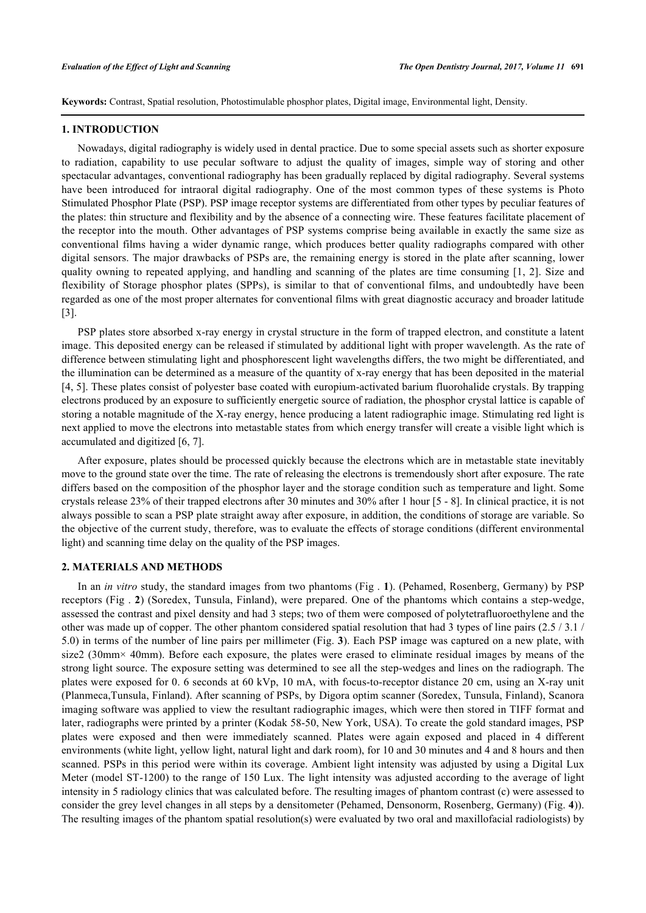**Keywords:** Contrast, Spatial resolution, Photostimulable phosphor plates, Digital image, Environmental light, Density.

## 1. INTRODUCTION

Nowadays, digital radiography is widely used in dental practice. Due to some special assets such as shorter exposure to radiation, capability to use pecular software to adjust the quality of images, simple way of storing and other spectacular advantages, conventional radiography has been gradually replaced by digital radiography. Several systems have been introduced for intraoral digital radiography. One of the most common types of these systems is Photo Stimulated Phosphor Plate (PSP). PSP image receptor systems are differentiated from other types by peculiar features of the plates: thin structure and flexibility and by the absence of a connecting wire. These features facilitate placement of the receptor into the mouth. Other advantages of PSP systems comprise being available in exactly the same size as conventional films having a wider dynamic range, which produces better quality radiographs compared with other digital sensors. The major drawbacks of PSPs are, the remaining energy is stored in the plate after scanning, lower quality owning to repeated applying, and handling and scanning of the plates are time consuming [1, 2]. Size and flexibility of Storage phosphor plates (SPPs), is similar to that of conventional films, and undoubtedly have been regarded as one of the most proper alternates for conventional films with great diagnostic accuracy and broader latitude [3].

PSP plates store absorbed x-ray energy in crystal structure in the form of trapped electron, and constitute a latent image. This deposited energy can be released if stimulated by additional light with proper wavelength. As the rate of difference between stimulating light and phosphorescent light wavelengths differs, the two might be differentiated, and the illumination can be determined as a measure of the quantity of x-ray energy that has been deposited in the material [4, 5]. These plates consist of polyester base coated with europium-activated barium fluorohalide crystals. By trapping electrons produced by an exposure to sufficiently energetic source of radiation, the phosphor crystal lattice is capable of storing a notable magnitude of the X-ray energy, hence producing a latent radiographic image. Stimulating red light is next applied to move the electrons into metastable states from which energy transfer will create a visible light which is accumulated and digitized [6, 7].

After exposure, plates should be processed quickly because the electrons which are in metastable state inevitably move to the ground state over the time. The rate of releasing the electrons is tremendously short after exposure. The rate differs based on the composition of the phosphor layer and the storage condition such as temperature and light. Some crystals release 23% of their trapped electrons after 30 minutes and 30% after 1 hour [5 - 8]. In clinical practice, it is not always possible to scan a PSP plate straight away after exposure, in addition, the conditions of storage are variable. So the objective of the current study, therefore, was to evaluate the effects of storage conditions (different environmental light) and scanning time delay on the quality of the PSP images.

## 2. MATERIALS AND METHODS

In an *in vitro* study, the standard images from two phantoms (Fig . **1**). (Pehamed, Rosenberg, Germany) by PSP receptors (Fig . **2**) (Soredex, Tunsula, Finland), were prepared. One of the phantoms which contains a step-wedge, assessed the contrast and pixel density and had 3 steps; two of them were composed of polytetrafluoroethylene and the other was made up of copper. The other phantom considered spatial resolution that had 3 types of line pairs (2.5 / 3.1 / 5.0) in terms of the number of line pairs per millimeter (Fig. **3**). Each PSP image was captured on a new plate, with size2 (30mm× 40mm). Before each exposure, the plates were erased to eliminate residual images by means of the strong light source. The exposure setting was determined to see all the step-wedges and lines on the radiograph. The plates were exposed for 0. 6 seconds at 60 kVp, 10 mA, with focus-to-receptor distance 20 cm, using an X-ray unit (Planmeca,Tunsula, Finland). After scanning of PSPs, by Digora optim scanner (Soredex, Tunsula, Finland), Scanora imaging software was applied to view the resultant radiographic images, which were then stored in TIFF format and later, radiographs were printed by a printer (Kodak 58-50, New York, USA). To create the gold standard images, PSP plates were exposed and then were immediately scanned. Plates were again exposed and placed in 4 different environments (white light, yellow light, natural light and dark room), for 10 and 30 minutes and 4 and 8 hours and then scanned. PSPs in this period were within its coverage. Ambient light intensity was adjusted by using a Digital Lux Meter (model ST-1200) to the range of 150 Lux. The light intensity was adjusted according to the average of light intensity in 5 radiology clinics that was calculated before. The resulting images of phantom contrast (c) were assessed to consider the grey level changes in all steps by a densitometer (Pehamed, Densonorm, Rosenberg, Germany) (Fig. **4**)). The resulting images of the phantom spatial resolution(s) were evaluated by two oral and maxillofacial radiologists) by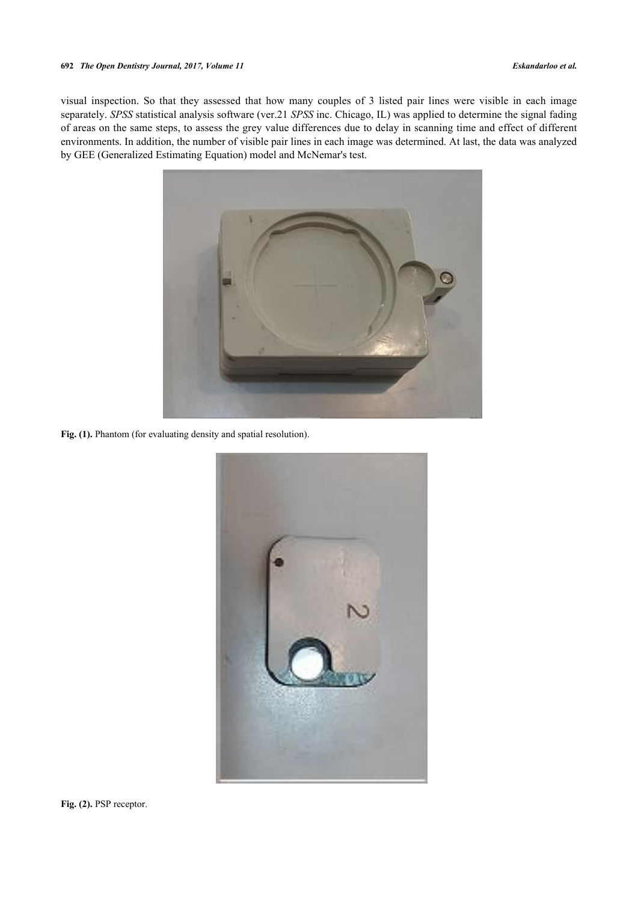visual inspection. So that they assessed that how many couples of 3 listed pair lines were visible in each image separately. *SPSS* statistical analysis software (ver.21 *SPSS* inc. Chicago, IL) was applied to determine the signal fading of areas on the same steps, to assess the grey value differences due to delay in scanning time and effect of different environments. In addition, the number of visible pair lines in each image was determined. At last, the data was analyzed by GEE (Generalized Estimating Equation) model and McNemar's test.

**Fig. (1).** Phantom (for evaluating density and spatial resolution).

**Fig. (2).** PSP receptor.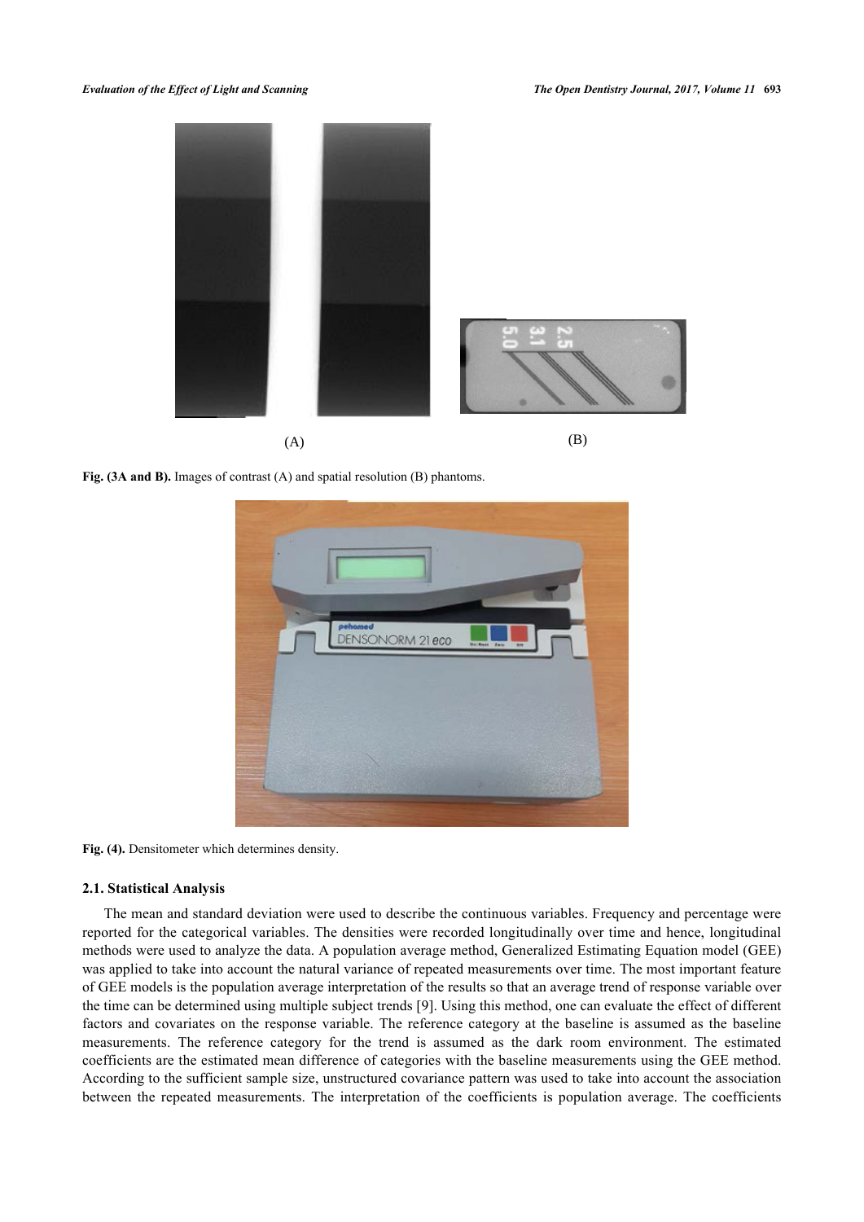(A)

(B)

**Fig. (3A and B).** Images of contrast (A) and spatial resolution (B) phantoms.

**Fig. (4).** Densitometer which determines density.

### 2.1. Statistical Analysis

The mean and standard deviation were used to describe the continuous variables. Frequency and percentage were reported for the categorical variables. The densities were recorded longitudinally over time and hence, longitudinal methods were used to analyze the data. A population average method, Generalized Estimating Equation model (GEE) was applied to take into account the natural variance of repeated measurements over time. The most important feature of GEE models is the population average interpretation of the results so that an average trend of response variable over the time can be determined using multiple subject trends [9]. Using this method, one can evaluate the effect of different factors and covariates on the response variable. The reference category at the baseline is assumed as the baseline measurements. The reference category for the trend is assumed as the dark room environment. The estimated coefficients are the estimated mean difference of categories with the baseline measurements using the GEE method. According to the sufficient sample size, unstructured covariance pattern was used to take into account the association between the repeated measurements. The interpretation of the coefficients is population average. The coefficients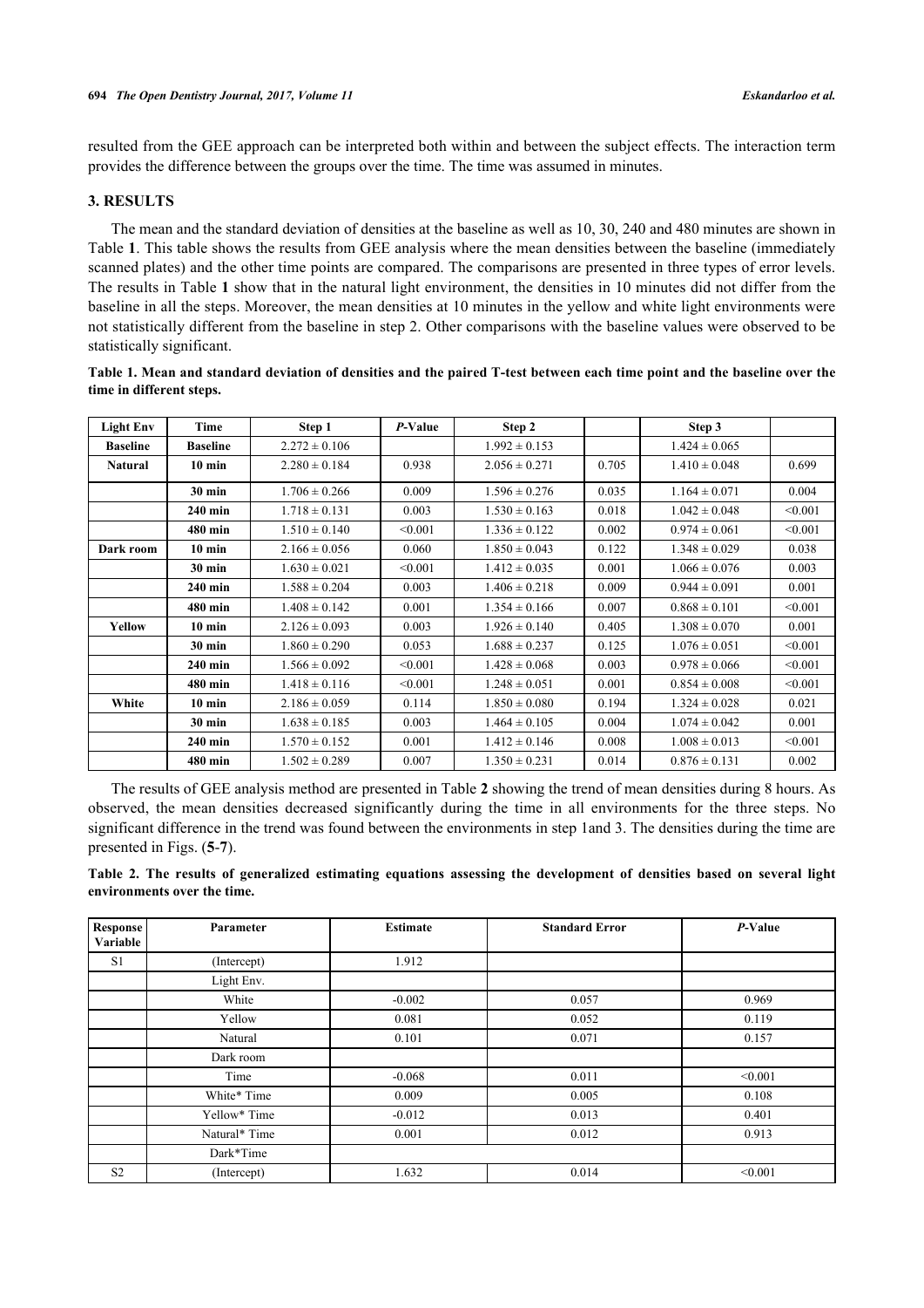resulted from the GEE approach can be interpreted both within and between the subject effects. The interaction term provides the difference between the groups over the time. The time was assumed in minutes.

## 3. RESULTS

The mean and the standard deviation of densities at the baseline as well as 10, 30, 240 and 480 minutes are shown in Table **1**. This table shows the results from GEE analysis where the mean densities between the baseline (immediately scanned plates) and the other time points are compared. The comparisons are presented in three types of error levels. The results in Table **1** show that in the natural light environment, the densities in 10 minutes did not differ from the baseline in all the steps. Moreover, the mean densities at 10 minutes in the yellow and white light environments were not statistically different from the baseline in step 2. Other comparisons with the baseline values were observed to be statistically significant.

**Table 1. Mean and standard deviation of densities and the paired T-test between each time point and the baseline over the time in different steps.**

| Light Env | Time | Step 1 | *P*-Value | Step 2 | | Step 3 | |
|---|---|---|---|---|---|---|---|
| **Baseline** | **Baseline** | 2.272 ± 0.106 | | 1.992 ± 0.153 | | 1.424 ± 0.065 | |
| **Natural** | **10 min** | 2.280 ± 0.184 | 0.938 | 2.056 ± 0.271 | 0.705 | 1.410 ± 0.048 | 0.699 |
| | **30 min** | 1.706 ± 0.266 | 0.009 | 1.596 ± 0.276 | 0.035 | 1.164 ± 0.071 | 0.004 |
| | **240 min** | 1.718 ± 0.131 | 0.003 | 1.530 ± 0.163 | 0.018 | 1.042 ± 0.048 | <0.001 |
| | **480 min** | 1.510 ± 0.140 | <0.001 | 1.336 ± 0.122 | 0.002 | 0.974 ± 0.061 | <0.001 |
| **Dark room** | **10 min** | 2.166 ± 0.056 | 0.060 | 1.850 ± 0.043 | 0.122 | 1.348 ± 0.029 | 0.038 |
| | **30 min** | 1.630 ± 0.021 | <0.001 | 1.412 ± 0.035 | 0.001 | 1.066 ± 0.076 | 0.003 |
| | **240 min** | 1.588 ± 0.204 | 0.003 | 1.406 ± 0.218 | 0.009 | 0.944 ± 0.091 | 0.001 |
| | **480 min** | 1.408 ± 0.142 | 0.001 | 1.354 ± 0.166 | 0.007 | 0.868 ± 0.101 | <0.001 |
| **Yellow** | **10 min** | 2.126 ± 0.093 | 0.003 | 1.926 ± 0.140 | 0.405 | 1.308 ± 0.070 | 0.001 |
| | **30 min** | 1.860 ± 0.290 | 0.053 | 1.688 ± 0.237 | 0.125 | 1.076 ± 0.051 | <0.001 |
| | **240 min** | 1.566 ± 0.092 | <0.001 | 1.428 ± 0.068 | 0.003 | 0.978 ± 0.066 | <0.001 |
| | **480 min** | 1.418 ± 0.116 | <0.001 | 1.248 ± 0.051 | 0.001 | 0.854 ± 0.008 | <0.001 |
| **White** | **10 min** | 2.186 ± 0.059 | 0.114 | 1.850 ± 0.080 | 0.194 | 1.324 ± 0.028 | 0.021 |
| | **30 min** | 1.638 ± 0.185 | 0.003 | 1.464 ± 0.105 | 0.004 | 1.074 ± 0.042 | 0.001 |
| | **240 min** | 1.570 ± 0.152 | 0.001 | 1.412 ± 0.146 | 0.008 | 1.008 ± 0.013 | <0.001 |
| | **480 min** | 1.502 ± 0.289 | 0.007 | 1.350 ± 0.231 | 0.014 | 0.876 ± 0.131 | 0.002 |

The results of GEE analysis method are presented in Table **2** showing the trend of mean densities during 8 hours. As observed, the mean densities decreased significantly during the time in all environments for the three steps. No significant difference in the trend was found between the environments in step 1and 3. The densities during the time are presented in Figs. (**5**-**7**).

**Table 2. The results of generalized estimating equations assessing the development of densities based on several light environments over the time.**

| Response Variable | Parameter | Estimate | Standard Error | *P*-Value |
|---|---|---|---|---|
| S1 | (Intercept) | 1.912 | | |
| | Light Env. | | | |
| | White | -0.002 | 0.057 | 0.969 |
| | Yellow | 0.081 | 0.052 | 0.119 |
| | Natural | 0.101 | 0.071 | 0.157 |
| | Dark room | | | |
| | Time | -0.068 | 0.011 | <0.001 |
| | White* Time | 0.009 | 0.005 | 0.108 |
| | Yellow* Time | -0.012 | 0.013 | 0.401 |
| | Natural* Time | 0.001 | 0.012 | 0.913 |
| | Dark*Time | | | |
| S2 | (Intercept) | 1.632 | 0.014 | <0.001 |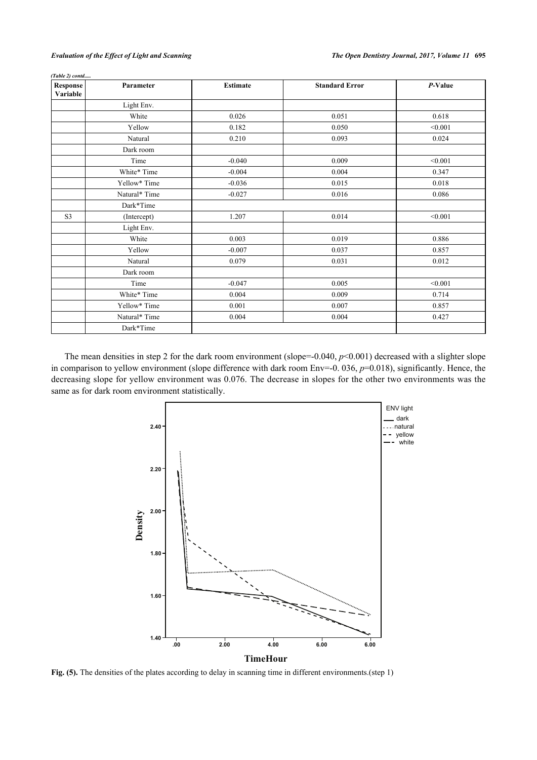*(Table 2) contd.....*

| Response Variable | Parameter | Estimate | Standard Error | *P*-Value |
|---|---|---|---|---|
| | Light Env. | | | |
| | White | 0.026 | 0.051 | 0.618 |
| | Yellow | 0.182 | 0.050 | <0.001 |
| | Natural | 0.210 | 0.093 | 0.024 |
| | Dark room | | | |
| | Time | -0.040 | 0.009 | <0.001 |
| | White* Time | -0.004 | 0.004 | 0.347 |
| | Yellow* Time | -0.036 | 0.015 | 0.018 |
| | Natural* Time | -0.027 | 0.016 | 0.086 |
| | Dark*Time | | | |
| S3 | (Intercept) | 1.207 | 0.014 | <0.001 |
| | Light Env. | | | |
| | White | 0.003 | 0.019 | 0.886 |
| | Yellow | -0.007 | 0.037 | 0.857 |
| | Natural | 0.079 | 0.031 | 0.012 |
| | Dark room | | | |
| | Time | -0.047 | 0.005 | <0.001 |
| | White* Time | 0.004 | 0.009 | 0.714 |
| | Yellow* Time | 0.001 | 0.007 | 0.857 |
| | Natural* Time | 0.004 | 0.004 | 0.427 |
| | Dark*Time | | | |

The mean densities in step 2 for the dark room environment (slope=-0.040, $p<0.001$) decreased with a slighter slope in comparison to yellow environment (slope difference with dark room Env=-0. 036, $p=0.018$), significantly. Hence, the decreasing slope for yellow environment was 0.076. The decrease in slopes for the other two environments was the same as for dark room environment statistically.

**Fig. (5).** The densities of the plates according to delay in scanning time in different environments.(step 1)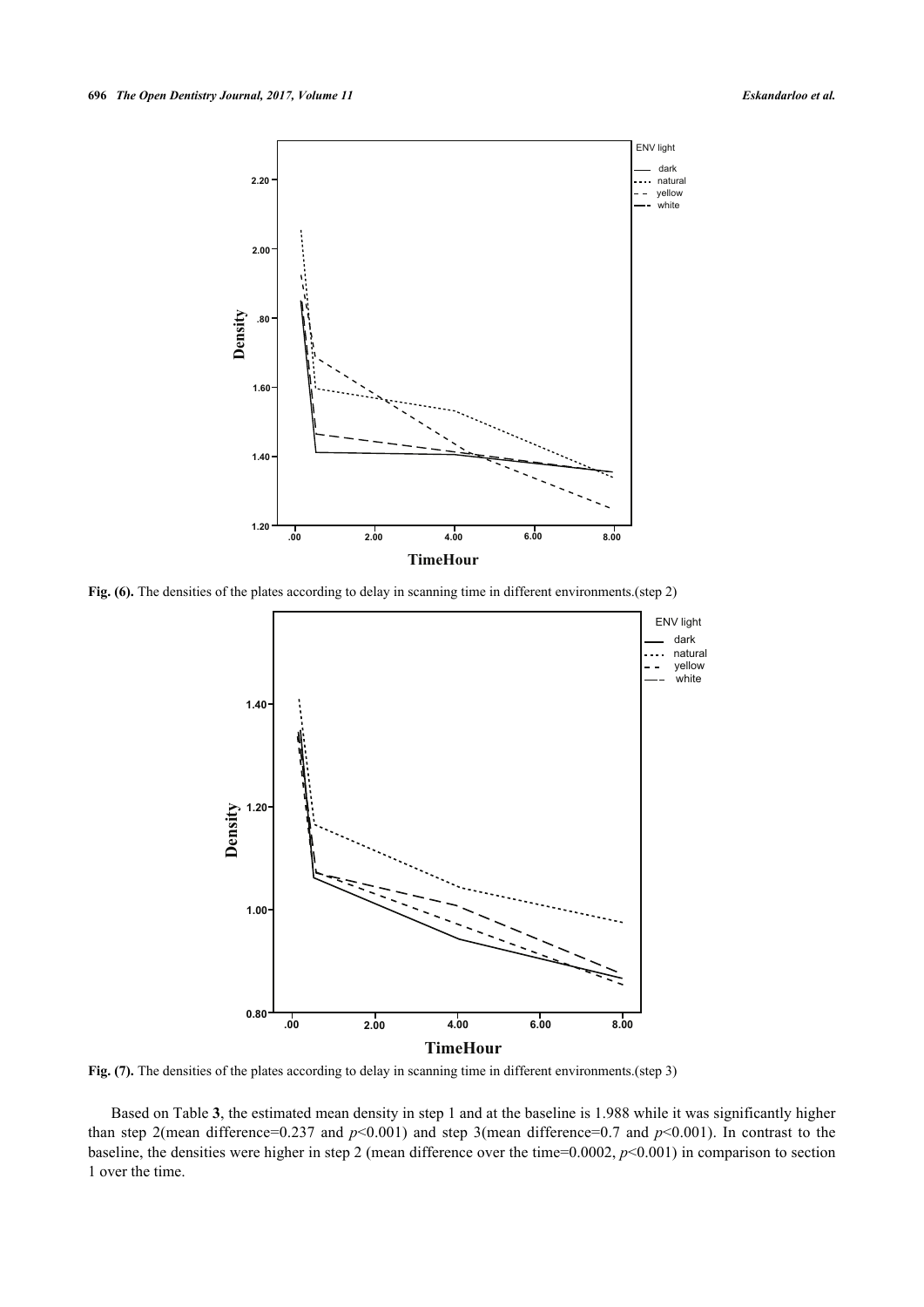**Fig. (6).** The densities of the plates according to delay in scanning time in different environments.(step 2)

**Fig. (7).** The densities of the plates according to delay in scanning time in different environments.(step 3)

Based on Table **3**, the estimated mean density in step 1 and at the baseline is 1.988 while it was significantly higher than step 2(mean difference=0.237 and $p$<0.001) and step 3(mean difference=0.7 and $p$<0.001). In contrast to the baseline, the densities were higher in step 2 (mean difference over the time=0.0002, $p$<0.001) in comparison to section 1 over the time.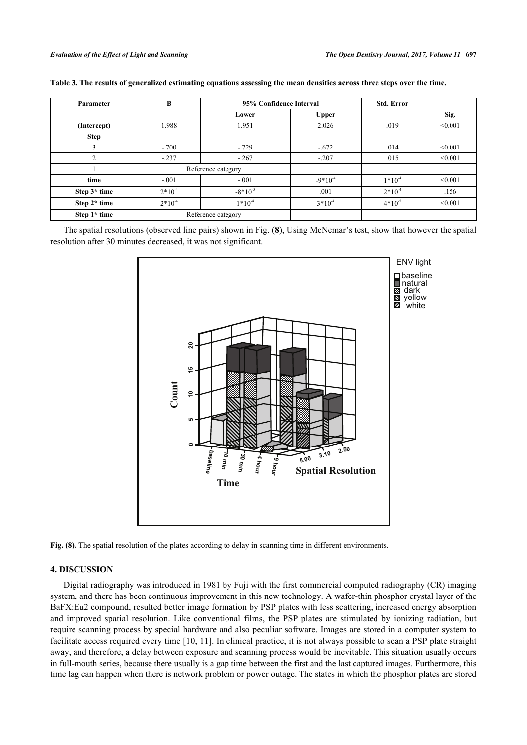**Table 3. The results of generalized estimating equations assessing the mean densities across three steps over the time.**

| Parameter | B | 95% Confidence Interval | | Std. Error | |
|---|---|---|---|---|---|
| | | Lower | Upper | | Sig. |
| (Intercept) | 1.988 | 1.951 | 2.026 | .019 | <0.001 |
| Step | | | | | |
| 3 | -.700 | -.729 | -.672 | .014 | <0.001 |
| 2 | -.237 | -.267 | -.207 | .015 | <0.001 |
| 1 | Reference category | | | | |
| time | -.001 | -.001 | $-9*10^{-4}$ | $1*10^{-4}$ | <0.001 |
| Step 3* time | $2*10^{-4}$ | $-8*10^{-5}$ | .001 | $2*10^{-4}$ | .156 |
| Step 2* time | $2*10^{-4}$ | $1*10^{-4}$ | $3*10^{-4}$ | $4*10^{-5}$ | <0.001 |
| Step 1* time | Reference category | | | | |

The spatial resolutions (observed line pairs) shown in Fig. (**8**), Using McNemar's test, show that however the spatial resolution after 30 minutes decreased, it was not significant.

**Fig. (8).** The spatial resolution of the plates according to delay in scanning time in different environments.

## 4. DISCUSSION

Digital radiography was introduced in 1981 by Fuji with the first commercial computed radiography (CR) imaging system, and there has been continuous improvement in this new technology. A wafer-thin phosphor crystal layer of the BaFX:Eu2 compound, resulted better image formation by PSP plates with less scattering, increased energy absorption and improved spatial resolution. Like conventional films, the PSP plates are stimulated by ionizing radiation, but require scanning process by special hardware and also peculiar software. Images are stored in a computer system to facilitate access required every time [10, 11]. In clinical practice, it is not always possible to scan a PSP plate straight away, and therefore, a delay between exposure and scanning process would be inevitable. This situation usually occurs in full-mouth series, because there usually is a gap time between the first and the last captured images. Furthermore, this time lag can happen when there is network problem or power outage. The states in which the phosphor plates are stored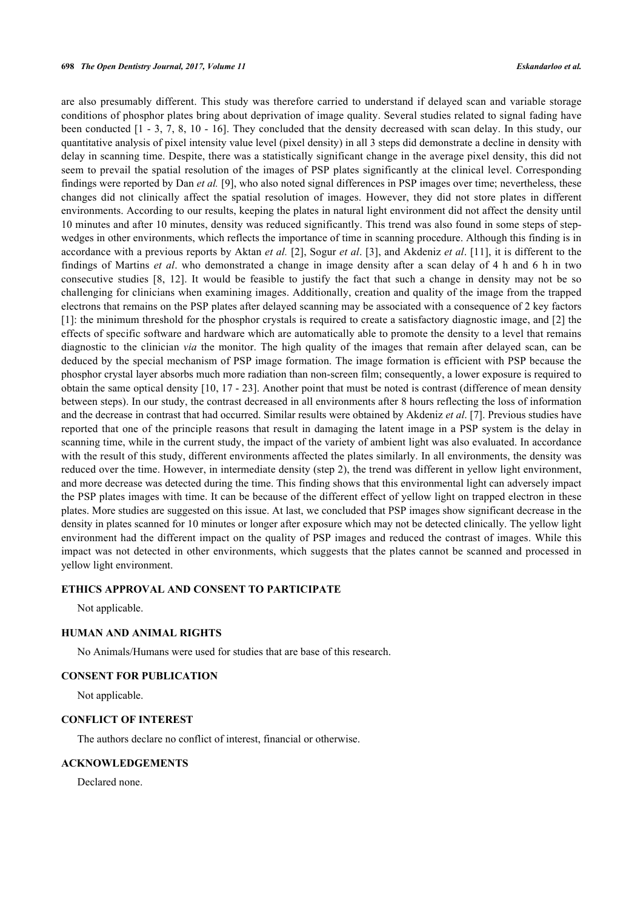are also presumably different. This study was therefore carried to understand if delayed scan and variable storage conditions of phosphor plates bring about deprivation of image quality. Several studies related to signal fading have been conducted [1 - 3, 7, 8, 10 - 16]. They concluded that the density decreased with scan delay. In this study, our quantitative analysis of pixel intensity value level (pixel density) in all 3 steps did demonstrate a decline in density with delay in scanning time. Despite, there was a statistically significant change in the average pixel density, this did not seem to prevail the spatial resolution of the images of PSP plates significantly at the clinical level. Corresponding findings were reported by Dan *et al.* [9], who also noted signal differences in PSP images over time; nevertheless, these changes did not clinically affect the spatial resolution of images. However, they did not store plates in different environments. According to our results, keeping the plates in natural light environment did not affect the density until 10 minutes and after 10 minutes, density was reduced significantly. This trend was also found in some steps of step-wedges in other environments, which reflects the importance of time in scanning procedure. Although this finding is in accordance with a previous reports by Aktan *et al.* [2], Sogur *et al*. [3], and Akdeniz *et al*. [11], it is different to the findings of Martins *et al*. who demonstrated a change in image density after a scan delay of 4 h and 6 h in two consecutive studies [8, 12]. It would be feasible to justify the fact that such a change in density may not be so challenging for clinicians when examining images. Additionally, creation and quality of the image from the trapped electrons that remains on the PSP plates after delayed scanning may be associated with a consequence of 2 key factors [1]: the minimum threshold for the phosphor crystals is required to create a satisfactory diagnostic image, and [2] the effects of specific software and hardware which are automatically able to promote the density to a level that remains diagnostic to the clinician *via* the monitor. The high quality of the images that remain after delayed scan, can be deduced by the special mechanism of PSP image formation. The image formation is efficient with PSP because the phosphor crystal layer absorbs much more radiation than non-screen film; consequently, a lower exposure is required to obtain the same optical density [10, 17 - 23]. Another point that must be noted is contrast (difference of mean density between steps). In our study, the contrast decreased in all environments after 8 hours reflecting the loss of information and the decrease in contrast that had occurred. Similar results were obtained by Akdeniz *et al*. [7]. Previous studies have reported that one of the principle reasons that result in damaging the latent image in a PSP system is the delay in scanning time, while in the current study, the impact of the variety of ambient light was also evaluated. In accordance with the result of this study, different environments affected the plates similarly. In all environments, the density was reduced over the time. However, in intermediate density (step 2), the trend was different in yellow light environment, and more decrease was detected during the time. This finding shows that this environmental light can adversely impact the PSP plates images with time. It can be because of the different effect of yellow light on trapped electron in these plates. More studies are suggested on this issue. At last, we concluded that PSP images show significant decrease in the density in plates scanned for 10 minutes or longer after exposure which may not be detected clinically. The yellow light environment had the different impact on the quality of PSP images and reduced the contrast of images. While this impact was not detected in other environments, which suggests that the plates cannot be scanned and processed in yellow light environment.

## ETHICS APPROVAL AND CONSENT TO PARTICIPATE

Not applicable.

## HUMAN AND ANIMAL RIGHTS

No Animals/Humans were used for studies that are base of this research.

## CONSENT FOR PUBLICATION

Not applicable.

## CONFLICT OF INTEREST

The authors declare no conflict of interest, financial or otherwise.

## ACKNOWLEDGEMENTS

Declared none.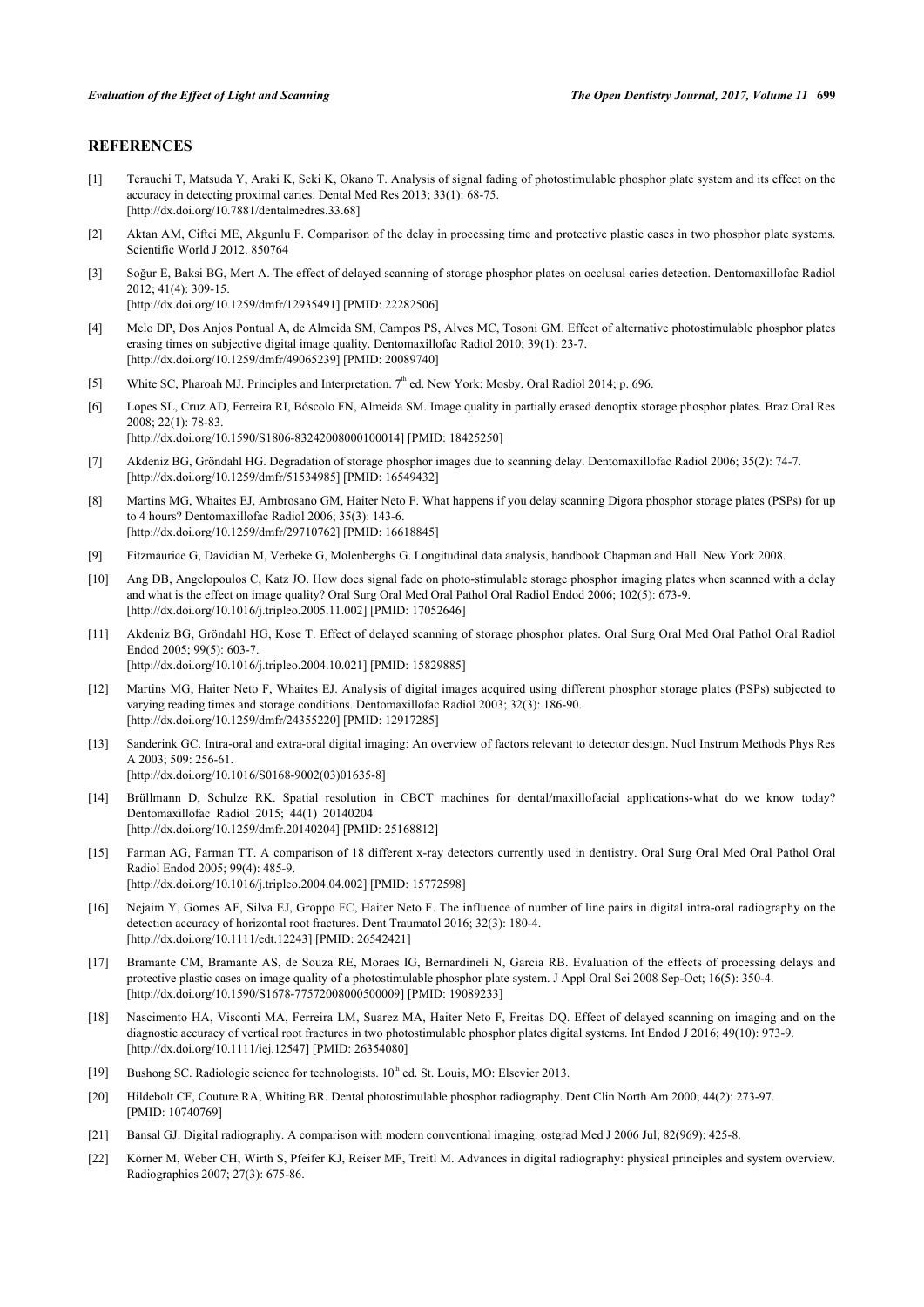## REFERENCES

[1] Terauchi T, Matsuda Y, Araki K, Seki K, Okano T. Analysis of signal fading of photostimulable phosphor plate system and its effect on the accuracy in detecting proximal caries. Dental Med Res 2013; 33(1): 68-75. [http://dx.doi.org/10.7881/dentalmedres.33.68]

[2] Aktan AM, Ciftci ME, Akgunlu F. Comparison of the delay in processing time and protective plastic cases in two phosphor plate systems. Scientific World J 2012. 850764

[3] Soğur E, Baksi BG, Mert A. The effect of delayed scanning of storage phosphor plates on occlusal caries detection. Dentomaxillofac Radiol 2012; 41(4): 309-15. [http://dx.doi.org/10.1259/dmfr/12935491] [PMID: 22282506]

[4] Melo DP, Dos Anjos Pontual A, de Almeida SM, Campos PS, Alves MC, Tosoni GM. Effect of alternative photostimulable phosphor plates erasing times on subjective digital image quality. Dentomaxillofac Radiol 2010; 39(1): 23-7. [http://dx.doi.org/10.1259/dmfr/49065239] [PMID: 20089740]

[5] White SC, Pharoah MJ. Principles and Interpretation. 7th ed. New York: Mosby, Oral Radiol 2014; p. 696.

[6] Lopes SL, Cruz AD, Ferreira RI, Bóscolo FN, Almeida SM. Image quality in partially erased denoptix storage phosphor plates. Braz Oral Res 2008; 22(1): 78-83. [http://dx.doi.org/10.1590/S1806-83242008000100014] [PMID: 18425250]

[7] Akdeniz BG, Gröndahl HG. Degradation of storage phosphor images due to scanning delay. Dentomaxillofac Radiol 2006; 35(2): 74-7. [http://dx.doi.org/10.1259/dmfr/51534985] [PMID: 16549432]

[8] Martins MG, Whaites EJ, Ambrosano GM, Haiter Neto F. What happens if you delay scanning Digora phosphor storage plates (PSPs) for up to 4 hours? Dentomaxillofac Radiol 2006; 35(3): 143-6. [http://dx.doi.org/10.1259/dmfr/29710762] [PMID: 16618845]

[9] Fitzmaurice G, Davidian M, Verbeke G, Molenberghs G. Longitudinal data analysis, handbook Chapman and Hall. New York 2008.

[10] Ang DB, Angelopoulos C, Katz JO. How does signal fade on photo-stimulable storage phosphor imaging plates when scanned with a delay and what is the effect on image quality? Oral Surg Oral Med Oral Pathol Oral Radiol Endod 2006; 102(5): 673-9. [http://dx.doi.org/10.1016/j.tripleo.2005.11.002] [PMID: 17052646]

[11] Akdeniz BG, Gröndahl HG, Kose T. Effect of delayed scanning of storage phosphor plates. Oral Surg Oral Med Oral Pathol Oral Radiol Endod 2005; 99(5): 603-7. [http://dx.doi.org/10.1016/j.tripleo.2004.10.021] [PMID: 15829885]

[12] Martins MG, Haiter Neto F, Whaites EJ. Analysis of digital images acquired using different phosphor storage plates (PSPs) subjected to varying reading times and storage conditions. Dentomaxillofac Radiol 2003; 32(3): 186-90. [http://dx.doi.org/10.1259/dmfr/24355220] [PMID: 12917285]

[13] Sanderink GC. Intra-oral and extra-oral digital imaging: An overview of factors relevant to detector design. Nucl Instrum Methods Phys Res A 2003; 509: 256-61. [http://dx.doi.org/10.1016/S0168-9002(03)01635-8]

[14] Brüllmann D, Schulze RK. Spatial resolution in CBCT machines for dental/maxillofacial applications-what do we know today? Dentomaxillofac Radiol 2015; 44(1) 20140204 [http://dx.doi.org/10.1259/dmfr.20140204] [PMID: 25168812]

[15] Farman AG, Farman TT. A comparison of 18 different x-ray detectors currently used in dentistry. Oral Surg Oral Med Oral Pathol Oral Radiol Endod 2005; 99(4): 485-9. [http://dx.doi.org/10.1016/j.tripleo.2004.04.002] [PMID: 15772598]

[16] Nejaim Y, Gomes AF, Silva EJ, Groppo FC, Haiter Neto F. The influence of number of line pairs in digital intra-oral radiography on the detection accuracy of horizontal root fractures. Dent Traumatol 2016; 32(3): 180-4. [http://dx.doi.org/10.1111/edt.12243] [PMID: 26542421]

[17] Bramante CM, Bramante AS, de Souza RE, Moraes IG, Bernardineli N, Garcia RB. Evaluation of the effects of processing delays and protective plastic cases on image quality of a photostimulable phosphor plate system. J Appl Oral Sci 2008 Sep-Oct; 16(5): 350-4. [http://dx.doi.org/10.1590/S1678-77572008000500009] [PMID: 19089233]

[18] Nascimento HA, Visconti MA, Ferreira LM, Suarez MA, Haiter Neto F, Freitas DQ. Effect of delayed scanning on imaging and on the diagnostic accuracy of vertical root fractures in two photostimulable phosphor plates digital systems. Int Endod J 2016; 49(10): 973-9. [http://dx.doi.org/10.1111/iej.12547] [PMID: 26354080]

[19] Bushong SC. Radiologic science for technologists. 10th ed. St. Louis, MO: Elsevier 2013.

[20] Hildebolt CF, Couture RA, Whiting BR. Dental photostimulable phosphor radiography. Dent Clin North Am 2000; 44(2): 273-97. [PMID: 10740769]

[21] Bansal GJ. Digital radiography. A comparison with modern conventional imaging. ostgrad Med J 2006 Jul; 82(969): 425-8.

[22] Körner M, Weber CH, Wirth S, Pfeifer KJ, Reiser MF, Treitl M. Advances in digital radiography: physical principles and system overview. Radiographics 2007; 27(3): 675-86.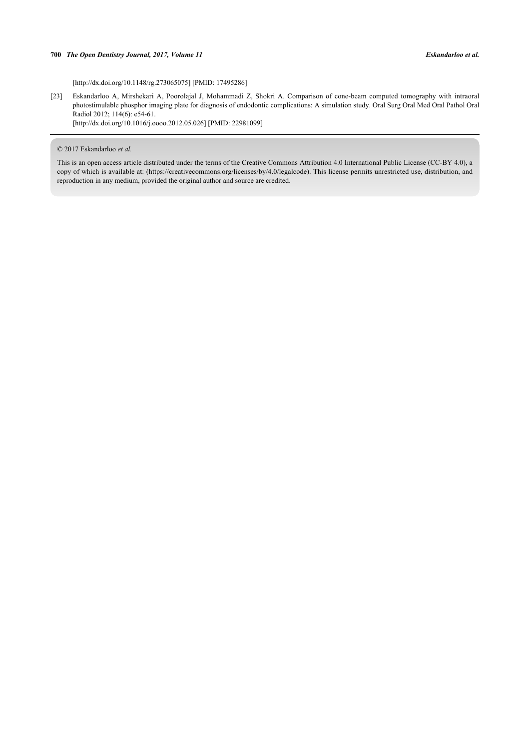[http://dx.doi.org/10.1148/rg.273065075] [PMID: 17495286]

[23] Eskandarloo A, Mirshekari A, Poorolajal J, Mohammadi Z, Shokri A. Comparison of cone-beam computed tomography with intraoral photostimulable phosphor imaging plate for diagnosis of endodontic complications: A simulation study. Oral Surg Oral Med Oral Pathol Oral Radiol 2012; 114(6): e54-61.
[http://dx.doi.org/10.1016/j.oooo.2012.05.026] [PMID: 22981099]

---

© 2017 Eskandarloo *et al.*

This is an open access article distributed under the terms of the Creative Commons Attribution 4.0 International Public License (CC-BY 4.0), a copy of which is available at: (https://creativecommons.org/licenses/by/4.0/legalcode). This license permits unrestricted use, distribution, and reproduction in any medium, provided the original author and source are credited.